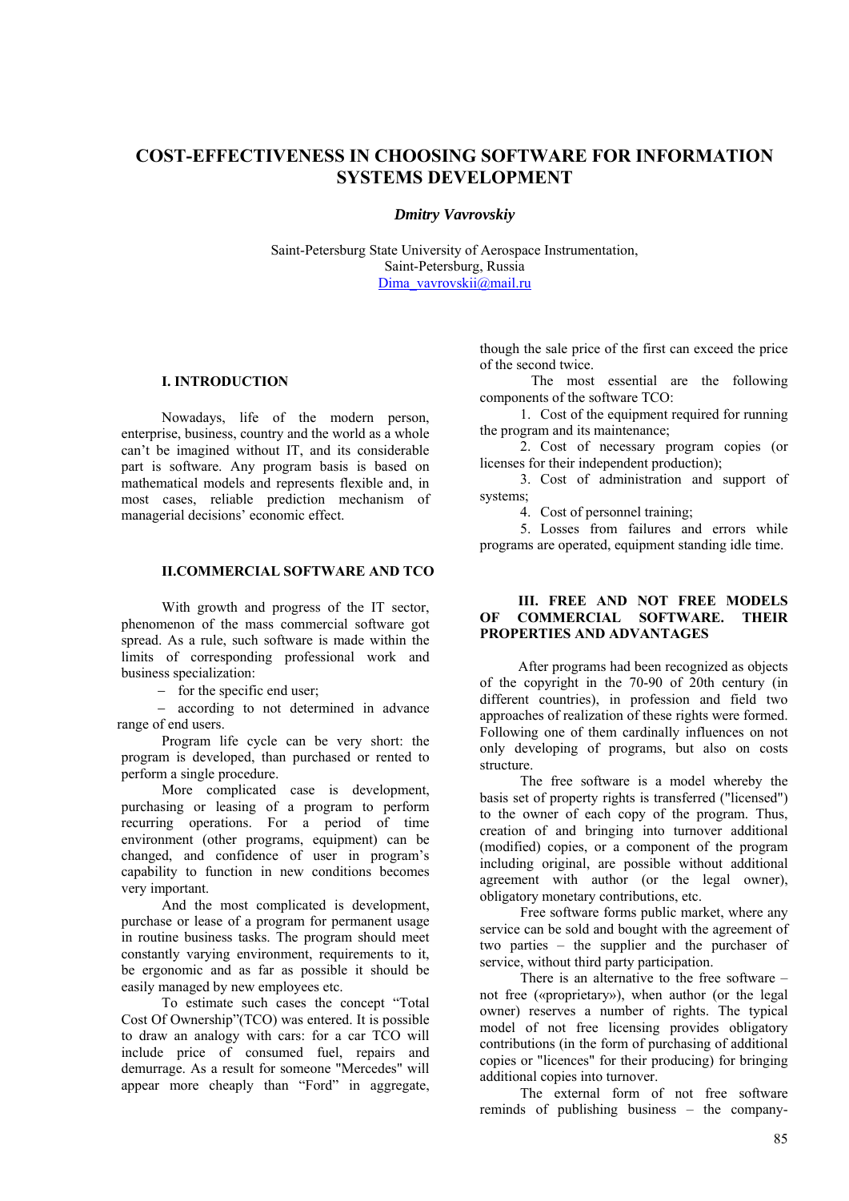# COST-EFFECTIVENESS IN CHOOSING SOFTWARE FOR INFORMATION SYSTEMS DEVELOPMENT

***Dmitry Vavrovskiy***

Saint-Petersburg State University of Aerospace Instrumentation,
Saint-Petersburg, Russia
Dima_vavrovskii@mail.ru

## I. INTRODUCTION

Nowadays, life of the modern person, enterprise, business, country and the world as a whole can't be imagined without IT, and its considerable part is software. Any program basis is based on mathematical models and represents flexible and, in most cases, reliable prediction mechanism of managerial decisions' economic effect.

## II.COMMERCIAL SOFTWARE AND TCO

With growth and progress of the IT sector, phenomenon of the mass commercial software got spread. As a rule, such software is made within the limits of corresponding professional work and business specialization:

- for the specific end user;
- according to not determined in advance range of end users.

Program life cycle can be very short: the program is developed, than purchased or rented to perform a single procedure.

More complicated case is development, purchasing or leasing of a program to perform recurring operations. For a period of time environment (other programs, equipment) can be changed, and confidence of user in program's capability to function in new conditions becomes very important.

And the most complicated is development, purchase or lease of a program for permanent usage in routine business tasks. The program should meet constantly varying environment, requirements to it, be ergonomic and as far as possible it should be easily managed by new employees etc.

To estimate such cases the concept "Total Cost Of Ownership"(TCO) was entered. It is possible to draw an analogy with cars: for a car TCO will include price of consumed fuel, repairs and demurrage. As a result for someone "Mercedes" will appear more cheaply than "Ford" in aggregate, though the sale price of the first can exceed the price of the second twice.

The most essential are the following components of the software TCO:

1. Cost of the equipment required for running the program and its maintenance;
2. Cost of necessary program copies (or licenses for their independent production);
3. Cost of administration and support of systems;
4. Cost of personnel training;
5. Losses from failures and errors while programs are operated, equipment standing idle time.

## III. FREE AND NOT FREE MODELS OF COMMERCIAL SOFTWARE. THEIR PROPERTIES AND ADVANTAGES

After programs had been recognized as objects of the copyright in the 70-90 of 20th century (in different countries), in profession and field two approaches of realization of these rights were formed. Following one of them cardinally influences on not only developing of programs, but also on costs structure.

The free software is a model whereby the basis set of property rights is transferred ("licensed") to the owner of each copy of the program. Thus, creation of and bringing into turnover additional (modified) copies, or a component of the program including original, are possible without additional agreement with author (or the legal owner), obligatory monetary contributions, etc.

Free software forms public market, where any service can be sold and bought with the agreement of two parties – the supplier and the purchaser of service, without third party participation.

There is an alternative to the free software – not free («proprietary»), when author (or the legal owner) reserves a number of rights. The typical model of not free licensing provides obligatory contributions (in the form of purchasing of additional copies or "licences" for their producing) for bringing additional copies into turnover.

The external form of not free software reminds of publishing business – the company-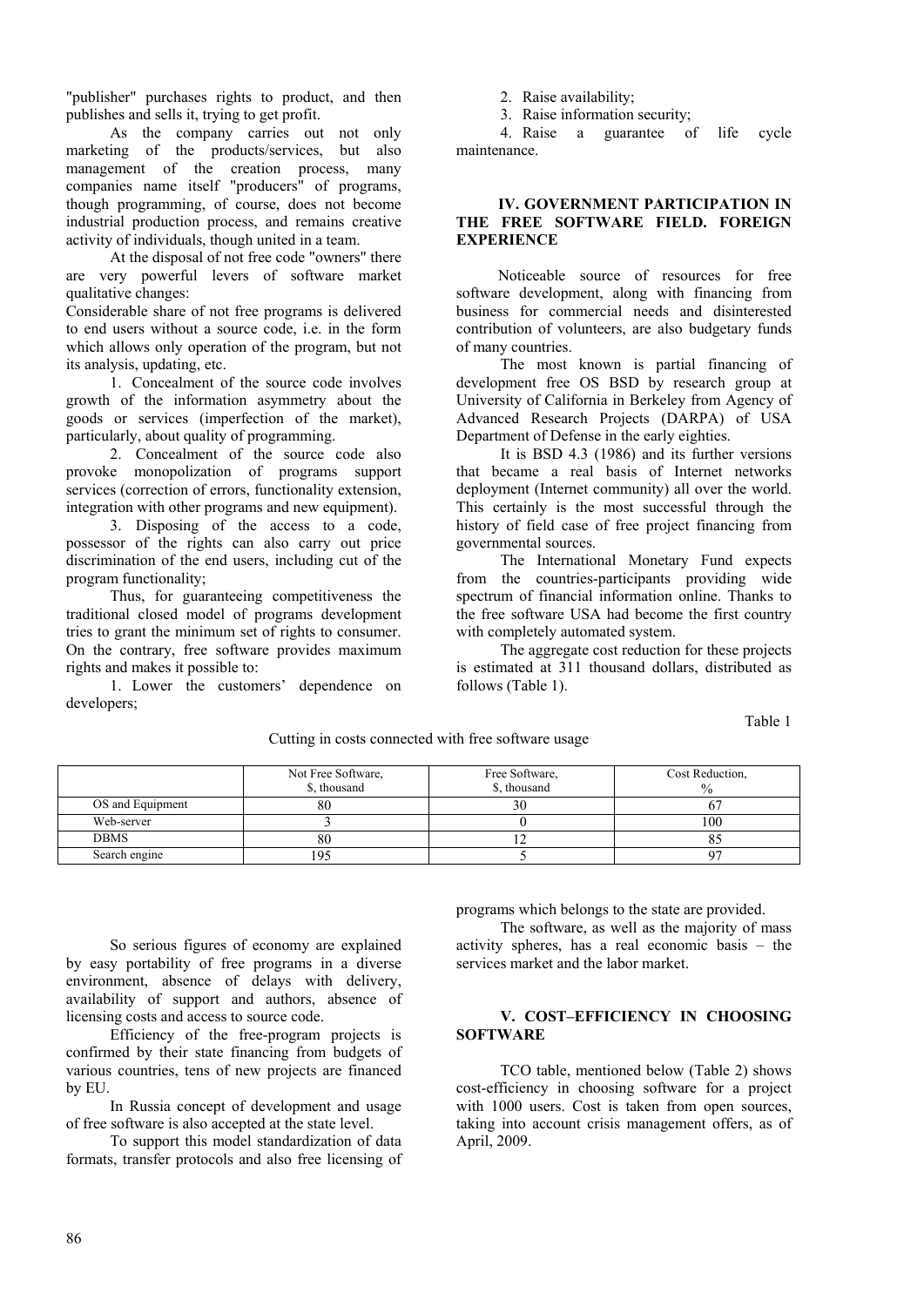"publisher" purchases rights to product, and then publishes and sells it, trying to get profit.

As the company carries out not only marketing of the products/services, but also management of the creation process, many companies name itself "producers" of programs, though programming, of course, does not become industrial production process, and remains creative activity of individuals, though united in a team.

At the disposal of not free code "owners" there are very powerful levers of software market qualitative changes:

Considerable share of not free programs is delivered to end users without a source code, i.e. in the form which allows only operation of the program, but not its analysis, updating, etc.

1. Concealment of the source code involves growth of the information asymmetry about the goods or services (imperfection of the market), particularly, about quality of programming.

2. Concealment of the source code also provoke monopolization of programs support services (correction of errors, functionality extension, integration with other programs and new equipment).

3. Disposing of the access to a code, possessor of the rights can also carry out price discrimination of the end users, including cut of the program functionality;

Thus, for guaranteeing competitiveness the traditional closed model of programs development tries to grant the minimum set of rights to consumer. On the contrary, free software provides maximum rights and makes it possible to:

1. Lower the customers' dependence on developers;
2. Raise availability;
3. Raise information security;
4. Raise a guarantee of life cycle maintenance.

## IV. GOVERNMENT PARTICIPATION IN THE FREE SOFTWARE FIELD. FOREIGN EXPERIENCE

Noticeable source of resources for free software development, along with financing from business for commercial needs and disinterested contribution of volunteers, are also budgetary funds of many countries.

The most known is partial financing of development free OS BSD by research group at University of California in Berkeley from Agency of Advanced Research Projects (DARPA) of USA Department of Defense in the early eighties.

It is BSD 4.3 (1986) and its further versions that became a real basis of Internet networks deployment (Internet community) all over the world. This certainly is the most successful through the history of field case of free project financing from governmental sources.

The International Monetary Fund expects from the countries-participants providing wide spectrum of financial information online. Thanks to the free software USA had become the first country with completely automated system.

The aggregate cost reduction for these projects is estimated at 311 thousand dollars, distributed as follows (Table 1).

Table 1

Cutting in costs connected with free software usage

| | Not Free Software, \$, thousand | Free Software, \$, thousand | Cost Reduction, % |
|---|---|---|---|
| OS and Equipment | 80 | 30 | 67 |
| Web-server | 3 | 0 | 100 |
| DBMS | 80 | 12 | 85 |
| Search engine | 195 | 5 | 97 |

So serious figures of economy are explained by easy portability of free programs in a diverse environment, absence of delays with delivery, availability of support and authors, absence of licensing costs and access to source code.

Efficiency of the free-program projects is confirmed by their state financing from budgets of various countries, tens of new projects are financed by EU.

In Russia concept of development and usage of free software is also accepted at the state level.

To support this model standardization of data formats, transfer protocols and also free licensing of programs which belongs to the state are provided.

The software, as well as the majority of mass activity spheres, has a real economic basis – the services market and the labor market.

## V. COST–EFFICIENCY IN CHOOSING SOFTWARE

TCO table, mentioned below (Table 2) shows cost-efficiency in choosing software for a project with 1000 users. Cost is taken from open sources, taking into account crisis management offers, as of April, 2009.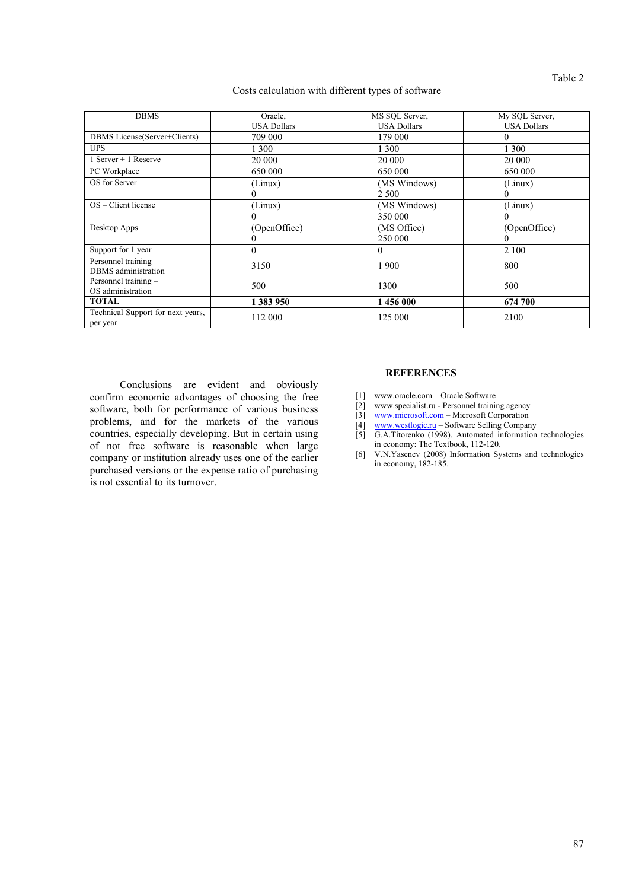Table 2

Costs calculation with different types of software

| DBMS | Oracle, USA Dollars | MS SQL Server, USA Dollars | My SQL Server, USA Dollars |
|---|---|---|---|
| DBMS License(Server+Clients) | 709 000 | 179 000 | 0 |
| UPS | 1 300 | 1 300 | 1 300 |
| 1 Server + 1 Reserve | 20 000 | 20 000 | 20 000 |
| PC Workplace | 650 000 | 650 000 | 650 000 |
| OS for Server | (Linux) 0 | (MS Windows) 2 500 | (Linux) 0 |
| OS – Client license | (Linux) 0 | (MS Windows) 350 000 | (Linux) 0 |
| Desktop Apps | (OpenOffice) 0 | (MS Office) 250 000 | (OpenOffice) 0 |
| Support for 1 year | 0 | 0 | 2 100 |
| Personnel training – DBMS administration | 3150 | 1 900 | 800 |
| Personnel training – OS administration | 500 | 1300 | 500 |
| **TOTAL** | **1 383 950** | **1 456 000** | **674 700** |
| Technical Support for next years, per year | 112 000 | 125 000 | 2100 |

Conclusions are evident and obviously confirm economic advantages of choosing the free software, both for performance of various business problems, and for the markets of the various countries, especially developing. But in certain using of not free software is reasonable when large company or institution already uses one of the earlier purchased versions or the expense ratio of purchasing is not essential to its turnover.

## REFERENCES

[1] www.oracle.com – Oracle Software
[2] www.specialist.ru - Personnel training agency
[3] www.microsoft.com – Microsoft Corporation
[4] www.westlogic.ru – Software Selling Company
[5] G.A.Titorenko (1998). Automated information technologies in economy: The Textbook, 112-120.
[6] V.N.Yasenev (2008) Information Systems and technologies in economy, 182-185.